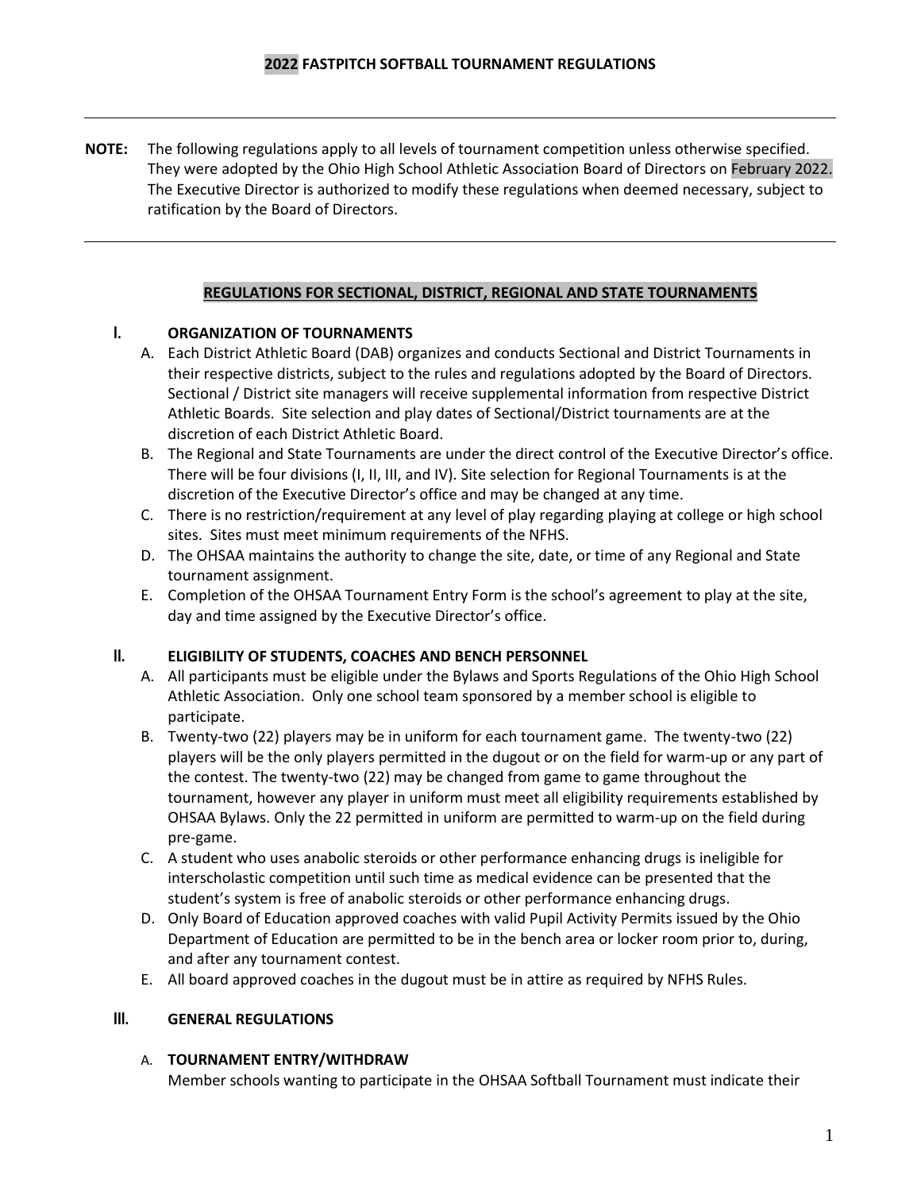# 2022 FASTPITCH SOFTBALL TOURNAMENT REGULATIONS

---

**NOTE:** The following regulations apply to all levels of tournament competition unless otherwise specified. They were adopted by the Ohio High School Athletic Association Board of Directors on February 2022. The Executive Director is authorized to modify these regulations when deemed necessary, subject to ratification by the Board of Directors.

---

## REGULATIONS FOR SECTIONAL, DISTRICT, REGIONAL AND STATE TOURNAMENTS

### I. ORGANIZATION OF TOURNAMENTS

A. Each District Athletic Board (DAB) organizes and conducts Sectional and District Tournaments in their respective districts, subject to the rules and regulations adopted by the Board of Directors. Sectional / District site managers will receive supplemental information from respective District Athletic Boards. Site selection and play dates of Sectional/District tournaments are at the discretion of each District Athletic Board.

B. The Regional and State Tournaments are under the direct control of the Executive Director's office. There will be four divisions (I, II, III, and IV). Site selection for Regional Tournaments is at the discretion of the Executive Director's office and may be changed at any time.

C. There is no restriction/requirement at any level of play regarding playing at college or high school sites. Sites must meet minimum requirements of the NFHS.

D. The OHSAA maintains the authority to change the site, date, or time of any Regional and State tournament assignment.

E. Completion of the OHSAA Tournament Entry Form is the school's agreement to play at the site, day and time assigned by the Executive Director's office.

### II. ELIGIBILITY OF STUDENTS, COACHES AND BENCH PERSONNEL

A. All participants must be eligible under the Bylaws and Sports Regulations of the Ohio High School Athletic Association. Only one school team sponsored by a member school is eligible to participate.

B. Twenty-two (22) players may be in uniform for each tournament game. The twenty-two (22) players will be the only players permitted in the dugout or on the field for warm-up or any part of the contest. The twenty-two (22) may be changed from game to game throughout the tournament, however any player in uniform must meet all eligibility requirements established by OHSAA Bylaws. Only the 22 permitted in uniform are permitted to warm-up on the field during pre-game.

C. A student who uses anabolic steroids or other performance enhancing drugs is ineligible for interscholastic competition until such time as medical evidence can be presented that the student's system is free of anabolic steroids or other performance enhancing drugs.

D. Only Board of Education approved coaches with valid Pupil Activity Permits issued by the Ohio Department of Education are permitted to be in the bench area or locker room prior to, during, and after any tournament contest.

E. All board approved coaches in the dugout must be in attire as required by NFHS Rules.

### III. GENERAL REGULATIONS

A. **TOURNAMENT ENTRY/WITHDRAW**

Member schools wanting to participate in the OHSAA Softball Tournament must indicate their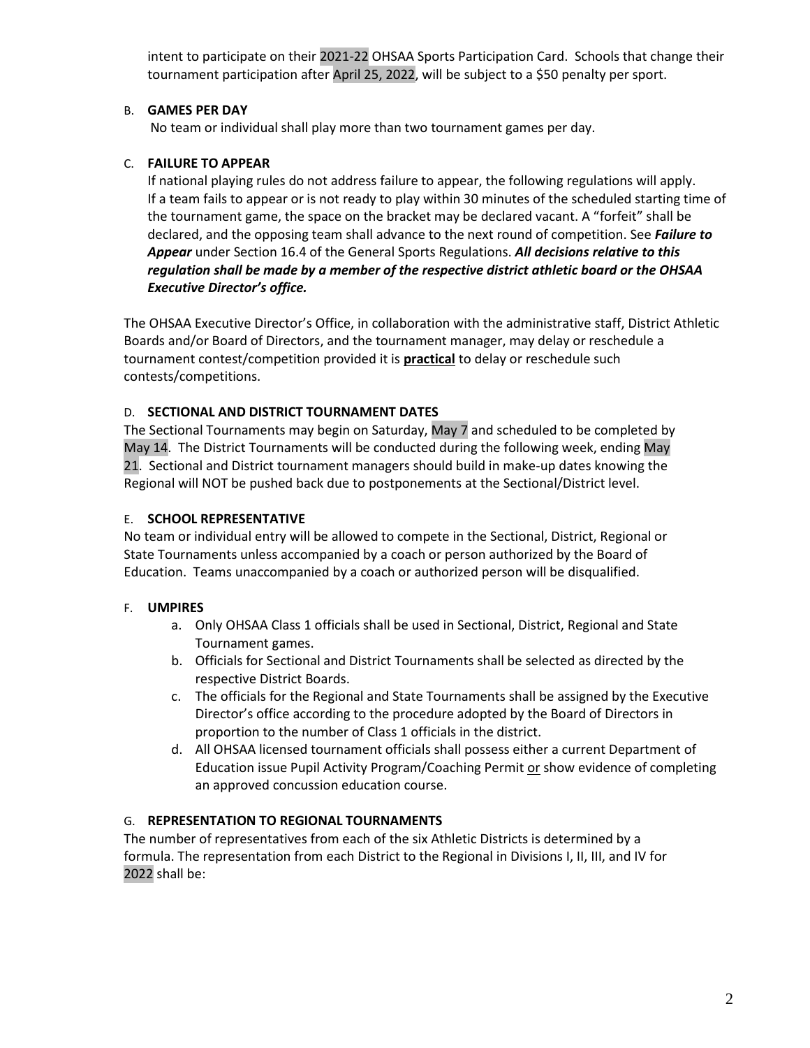intent to participate on their 2021-22 OHSAA Sports Participation Card. Schools that change their tournament participation after April 25, 2022, will be subject to a $50 penalty per sport.

B. **GAMES PER DAY**

No team or individual shall play more than two tournament games per day.

C. **FAILURE TO APPEAR**

If national playing rules do not address failure to appear, the following regulations will apply. If a team fails to appear or is not ready to play within 30 minutes of the scheduled starting time of the tournament game, the space on the bracket may be declared vacant. A "forfeit" shall be declared, and the opposing team shall advance to the next round of competition. See ***Failure to Appear*** under Section 16.4 of the General Sports Regulations. ***All decisions relative to this regulation shall be made by a member of the respective district athletic board or the OHSAA Executive Director's office.***

The OHSAA Executive Director's Office, in collaboration with the administrative staff, District Athletic Boards and/or Board of Directors, and the tournament manager, may delay or reschedule a tournament contest/competition provided it is **practical** to delay or reschedule such contests/competitions.

D. **SECTIONAL AND DISTRICT TOURNAMENT DATES**

The Sectional Tournaments may begin on Saturday, May 7 and scheduled to be completed by May 14. The District Tournaments will be conducted during the following week, ending May 21. Sectional and District tournament managers should build in make-up dates knowing the Regional will NOT be pushed back due to postponements at the Sectional/District level.

E. **SCHOOL REPRESENTATIVE**

No team or individual entry will be allowed to compete in the Sectional, District, Regional or State Tournaments unless accompanied by a coach or person authorized by the Board of Education. Teams unaccompanied by a coach or authorized person will be disqualified.

F. **UMPIRES**

a. Only OHSAA Class 1 officials shall be used in Sectional, District, Regional and State Tournament games.
b. Officials for Sectional and District Tournaments shall be selected as directed by the respective District Boards.
c. The officials for the Regional and State Tournaments shall be assigned by the Executive Director's office according to the procedure adopted by the Board of Directors in proportion to the number of Class 1 officials in the district.
d. All OHSAA licensed tournament officials shall possess either a current Department of Education issue Pupil Activity Program/Coaching Permit or show evidence of completing an approved concussion education course.

G. **REPRESENTATION TO REGIONAL TOURNAMENTS**

The number of representatives from each of the six Athletic Districts is determined by a formula. The representation from each District to the Regional in Divisions I, II, III, and IV for 2022 shall be: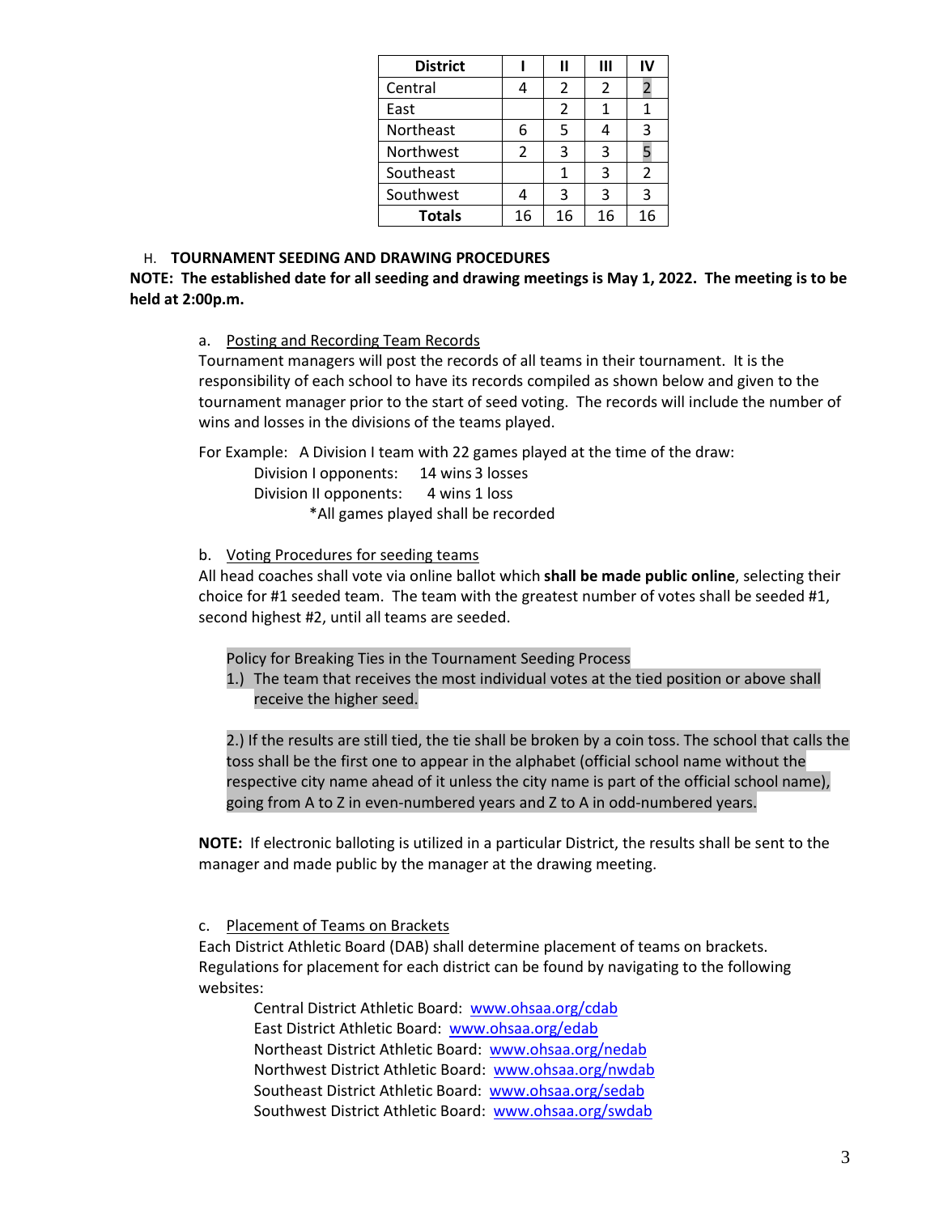| District | I | II | III | IV |
| --- | --- | --- | --- | --- |
| Central | 4 | 2 | 2 | 2 |
| East | | 2 | 1 | 1 |
| Northeast | 6 | 5 | 4 | 3 |
| Northwest | 2 | 3 | 3 | 5 |
| Southeast | | 1 | 3 | 2 |
| Southwest | 4 | 3 | 3 | 3 |
| **Totals** | 16 | 16 | 16 | 16 |

H. **TOURNAMENT SEEDING AND DRAWING PROCEDURES**

**NOTE: The established date for all seeding and drawing meetings is May 1, 2022. The meeting is to be held at 2:00p.m.**

a. Posting and Recording Team Records

Tournament managers will post the records of all teams in their tournament. It is the responsibility of each school to have its records compiled as shown below and given to the tournament manager prior to the start of seed voting. The records will include the number of wins and losses in the divisions of the teams played.

For Example: A Division I team with 22 games played at the time of the draw:

Division I opponents: 14 wins 3 losses
Division II opponents: 4 wins 1 loss
*All games played shall be recorded

b. Voting Procedures for seeding teams

All head coaches shall vote via online ballot which **shall be made public online**, selecting their choice for #1 seeded team. The team with the greatest number of votes shall be seeded #1, second highest #2, until all teams are seeded.

Policy for Breaking Ties in the Tournament Seeding Process

1.) The team that receives the most individual votes at the tied position or above shall receive the higher seed.

2.) If the results are still tied, the tie shall be broken by a coin toss. The school that calls the toss shall be the first one to appear in the alphabet (official school name without the respective city name ahead of it unless the city name is part of the official school name), going from A to Z in even-numbered years and Z to A in odd-numbered years.

**NOTE:** If electronic balloting is utilized in a particular District, the results shall be sent to the manager and made public by the manager at the drawing meeting.

c. Placement of Teams on Brackets

Each District Athletic Board (DAB) shall determine placement of teams on brackets. Regulations for placement for each district can be found by navigating to the following websites:

Central District Athletic Board: www.ohsaa.org/cdab
East District Athletic Board: www.ohsaa.org/edab
Northeast District Athletic Board: www.ohsaa.org/nedab
Northwest District Athletic Board: www.ohsaa.org/nwdab
Southeast District Athletic Board: www.ohsaa.org/sedab
Southwest District Athletic Board: www.ohsaa.org/swdab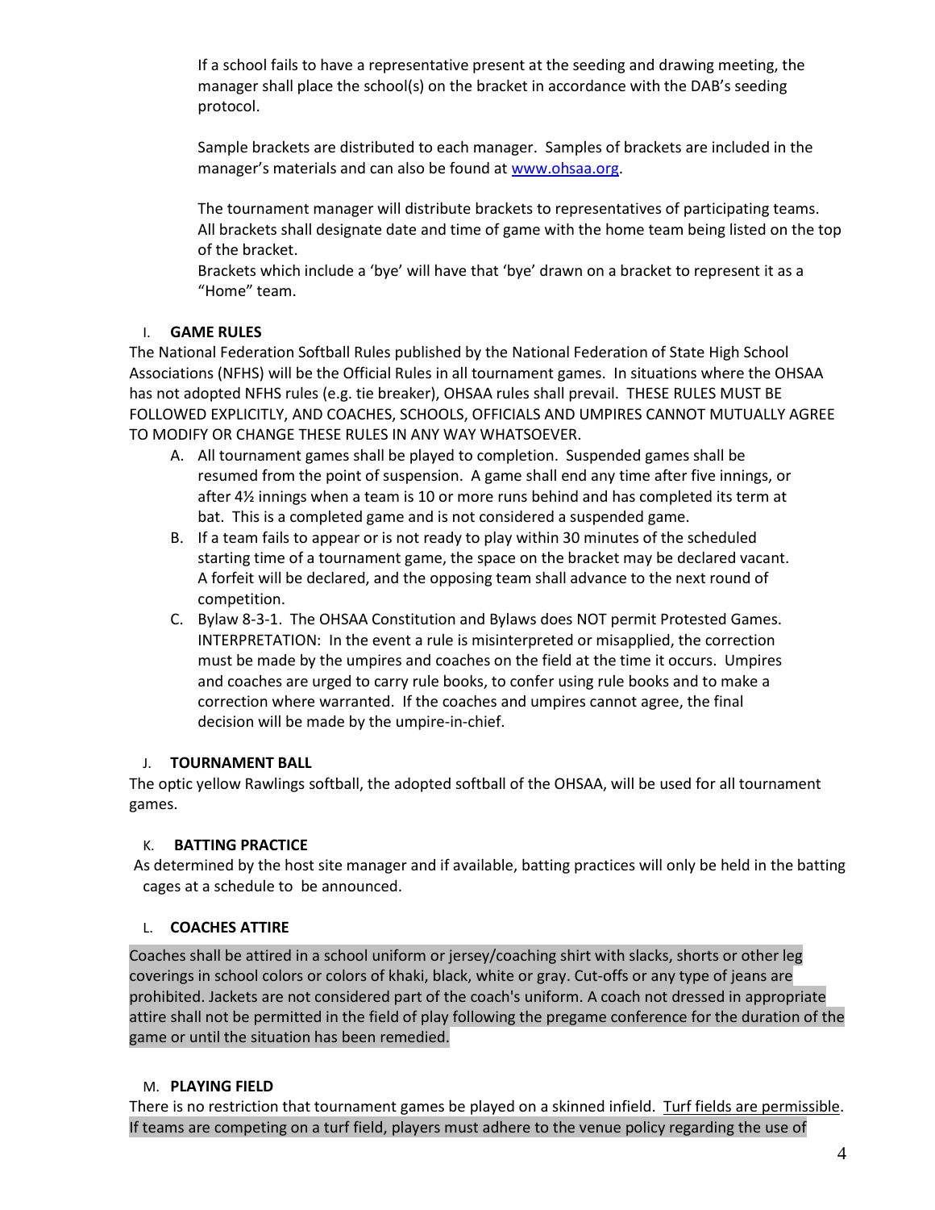If a school fails to have a representative present at the seeding and drawing meeting, the manager shall place the school(s) on the bracket in accordance with the DAB's seeding protocol.

Sample brackets are distributed to each manager. Samples of brackets are included in the manager's materials and can also be found at [www.ohsaa.org](http://www.ohsaa.org).

The tournament manager will distribute brackets to representatives of participating teams. All brackets shall designate date and time of game with the home team being listed on the top of the bracket.
Brackets which include a 'bye' will have that 'bye' drawn on a bracket to represent it as a "Home" team.

## I. GAME RULES

The National Federation Softball Rules published by the National Federation of State High School Associations (NFHS) will be the Official Rules in all tournament games. In situations where the OHSAA has not adopted NFHS rules (e.g. tie breaker), OHSAA rules shall prevail. THESE RULES MUST BE FOLLOWED EXPLICITLY, AND COACHES, SCHOOLS, OFFICIALS AND UMPIRES CANNOT MUTUALLY AGREE TO MODIFY OR CHANGE THESE RULES IN ANY WAY WHATSOEVER.

A. All tournament games shall be played to completion. Suspended games shall be resumed from the point of suspension. A game shall end any time after five innings, or after 4½ innings when a team is 10 or more runs behind and has completed its term at bat. This is a completed game and is not considered a suspended game.
B. If a team fails to appear or is not ready to play within 30 minutes of the scheduled starting time of a tournament game, the space on the bracket may be declared vacant. A forfeit will be declared, and the opposing team shall advance to the next round of competition.
C. Bylaw 8-3-1. The OHSAA Constitution and Bylaws does NOT permit Protested Games. INTERPRETATION: In the event a rule is misinterpreted or misapplied, the correction must be made by the umpires and coaches on the field at the time it occurs. Umpires and coaches are urged to carry rule books, to confer using rule books and to make a correction where warranted. If the coaches and umpires cannot agree, the final decision will be made by the umpire-in-chief.

## J. TOURNAMENT BALL

The optic yellow Rawlings softball, the adopted softball of the OHSAA, will be used for all tournament games.

## K. BATTING PRACTICE

As determined by the host site manager and if available, batting practices will only be held in the batting cages at a schedule to be announced.

## L. COACHES ATTIRE

Coaches shall be attired in a school uniform or jersey/coaching shirt with slacks, shorts or other leg coverings in school colors or colors of khaki, black, white or gray. Cut-offs or any type of jeans are prohibited. Jackets are not considered part of the coach's uniform. A coach not dressed in appropriate attire shall not be permitted in the field of play following the pregame conference for the duration of the game or until the situation has been remedied.

## M. PLAYING FIELD

There is no restriction that tournament games be played on a skinned infield. Turf fields are permissible. If teams are competing on a turf field, players must adhere to the venue policy regarding the use of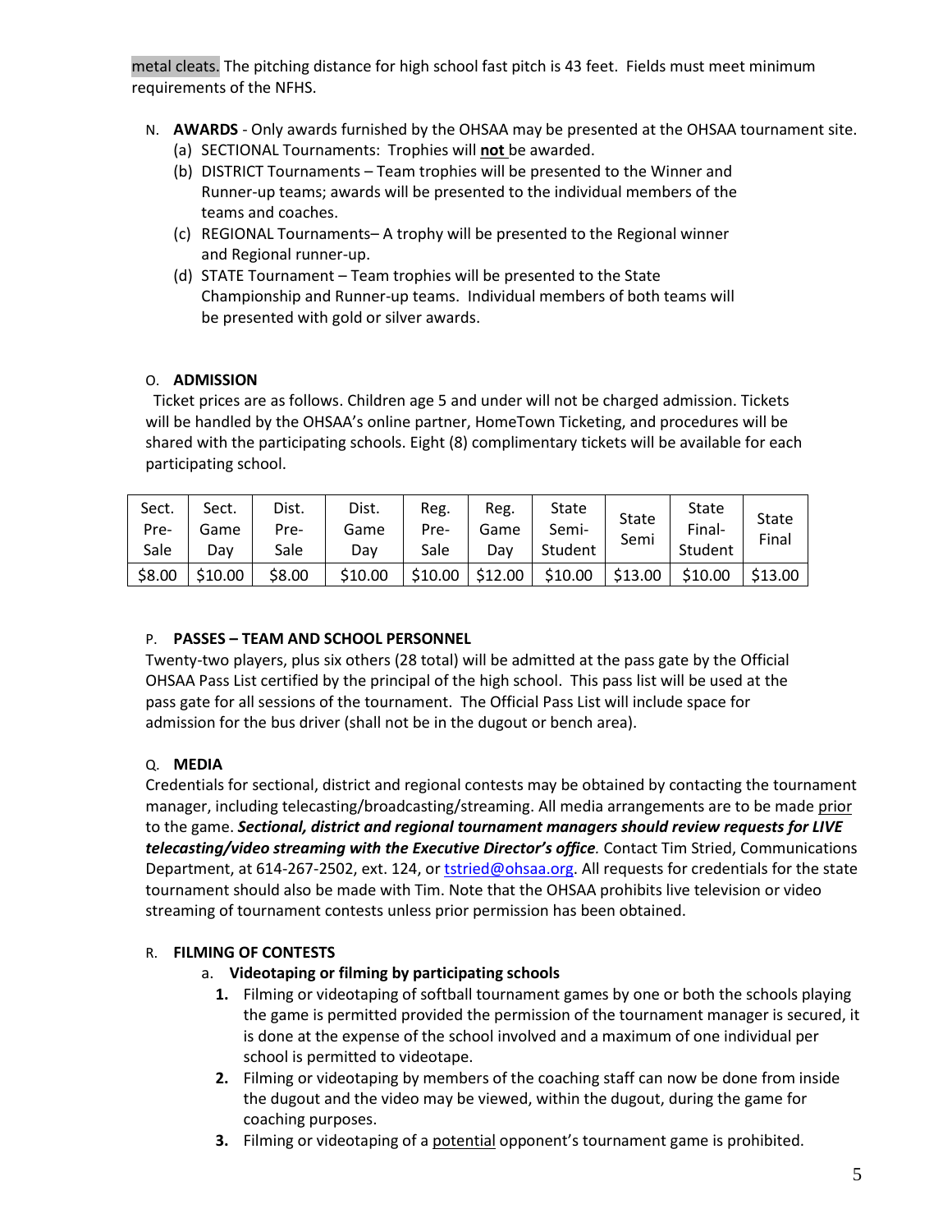metal cleats. The pitching distance for high school fast pitch is 43 feet. Fields must meet minimum requirements of the NFHS.

N. **AWARDS** - Only awards furnished by the OHSAA may be presented at the OHSAA tournament site.
   (a) SECTIONAL Tournaments: Trophies will **not** be awarded.
   (b) DISTRICT Tournaments – Team trophies will be presented to the Winner and Runner-up teams; awards will be presented to the individual members of the teams and coaches.
   (c) REGIONAL Tournaments– A trophy will be presented to the Regional winner and Regional runner-up.
   (d) STATE Tournament – Team trophies will be presented to the State Championship and Runner-up teams. Individual members of both teams will be presented with gold or silver awards.

O. **ADMISSION**

Ticket prices are as follows. Children age 5 and under will not be charged admission. Tickets will be handled by the OHSAA's online partner, HomeTown Ticketing, and procedures will be shared with the participating schools. Eight (8) complimentary tickets will be available for each participating school.

| Sect. Pre-Sale | Sect. Game Day | Dist. Pre-Sale | Dist. Game Day | Reg. Pre-Sale | Reg. Game Day | State Semi-Student | State Semi | State Final-Student | State Final |
|---|---|---|---|---|---|---|---|---|---|
| $8.00 | $10.00 | $8.00 | $10.00 | $10.00 | $12.00 | $10.00 | $13.00 | $10.00 | $13.00 |

P. **PASSES – TEAM AND SCHOOL PERSONNEL**

Twenty-two players, plus six others (28 total) will be admitted at the pass gate by the Official OHSAA Pass List certified by the principal of the high school. This pass list will be used at the pass gate for all sessions of the tournament. The Official Pass List will include space for admission for the bus driver (shall not be in the dugout or bench area).

Q. **MEDIA**

Credentials for sectional, district and regional contests may be obtained by contacting the tournament manager, including telecasting/broadcasting/streaming. All media arrangements are to be made prior to the game. ***Sectional, district and regional tournament managers should review requests for LIVE telecasting/video streaming with the Executive Director's office.*** Contact Tim Stried, Communications Department, at 614-267-2502, ext. 124, or tstried@ohsaa.org. All requests for credentials for the state tournament should also be made with Tim. Note that the OHSAA prohibits live television or video streaming of tournament contests unless prior permission has been obtained.

R. **FILMING OF CONTESTS**

   a. **Videotaping or filming by participating schools**
      1. Filming or videotaping of softball tournament games by one or both the schools playing the game is permitted provided the permission of the tournament manager is secured, it is done at the expense of the school involved and a maximum of one individual per school is permitted to videotape.
      2. Filming or videotaping by members of the coaching staff can now be done from inside the dugout and the video may be viewed, within the dugout, during the game for coaching purposes.
      3. Filming or videotaping of a potential opponent's tournament game is prohibited.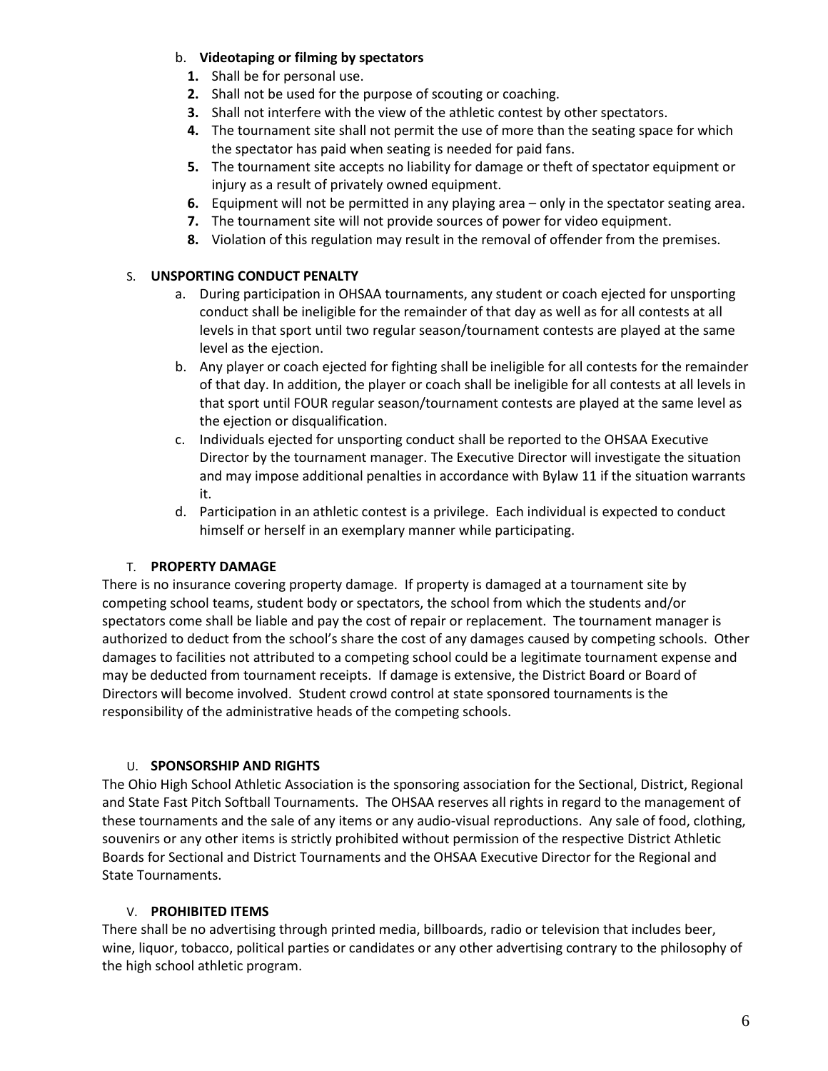b. **Videotaping or filming by spectators**

1. Shall be for personal use.
2. Shall not be used for the purpose of scouting or coaching.
3. Shall not interfere with the view of the athletic contest by other spectators.
4. The tournament site shall not permit the use of more than the seating space for which the spectator has paid when seating is needed for paid fans.
5. The tournament site accepts no liability for damage or theft of spectator equipment or injury as a result of privately owned equipment.
6. Equipment will not be permitted in any playing area – only in the spectator seating area.
7. The tournament site will not provide sources of power for video equipment.
8. Violation of this regulation may result in the removal of offender from the premises.

## S. UNSPORTING CONDUCT PENALTY

a. During participation in OHSAA tournaments, any student or coach ejected for unsporting conduct shall be ineligible for the remainder of that day as well as for all contests at all levels in that sport until two regular season/tournament contests are played at the same level as the ejection.

b. Any player or coach ejected for fighting shall be ineligible for all contests for the remainder of that day. In addition, the player or coach shall be ineligible for all contests at all levels in that sport until FOUR regular season/tournament contests are played at the same level as the ejection or disqualification.

c. Individuals ejected for unsporting conduct shall be reported to the OHSAA Executive Director by the tournament manager. The Executive Director will investigate the situation and may impose additional penalties in accordance with Bylaw 11 if the situation warrants it.

d. Participation in an athletic contest is a privilege. Each individual is expected to conduct himself or herself in an exemplary manner while participating.

## T. PROPERTY DAMAGE

There is no insurance covering property damage. If property is damaged at a tournament site by competing school teams, student body or spectators, the school from which the students and/or spectators come shall be liable and pay the cost of repair or replacement. The tournament manager is authorized to deduct from the school's share the cost of any damages caused by competing schools. Other damages to facilities not attributed to a competing school could be a legitimate tournament expense and may be deducted from tournament receipts. If damage is extensive, the District Board or Board of Directors will become involved. Student crowd control at state sponsored tournaments is the responsibility of the administrative heads of the competing schools.

## U. SPONSORSHIP AND RIGHTS

The Ohio High School Athletic Association is the sponsoring association for the Sectional, District, Regional and State Fast Pitch Softball Tournaments. The OHSAA reserves all rights in regard to the management of these tournaments and the sale of any items or any audio-visual reproductions. Any sale of food, clothing, souvenirs or any other items is strictly prohibited without permission of the respective District Athletic Boards for Sectional and District Tournaments and the OHSAA Executive Director for the Regional and State Tournaments.

## V. PROHIBITED ITEMS

There shall be no advertising through printed media, billboards, radio or television that includes beer, wine, liquor, tobacco, political parties or candidates or any other advertising contrary to the philosophy of the high school athletic program.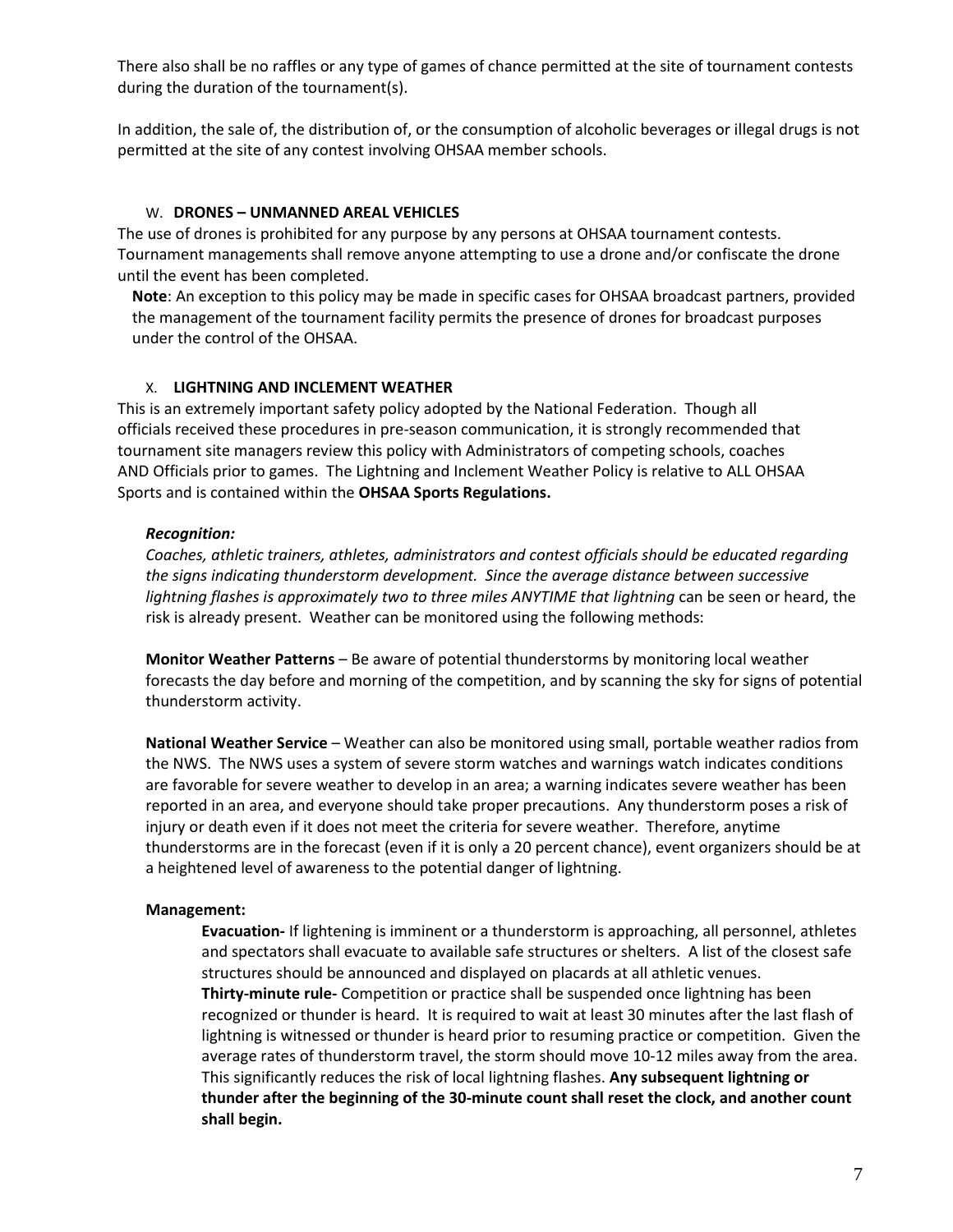There also shall be no raffles or any type of games of chance permitted at the site of tournament contests during the duration of the tournament(s).

In addition, the sale of, the distribution of, or the consumption of alcoholic beverages or illegal drugs is not permitted at the site of any contest involving OHSAA member schools.

### W. DRONES – UNMANNED AREAL VEHICLES

The use of drones is prohibited for any purpose by any persons at OHSAA tournament contests. Tournament managements shall remove anyone attempting to use a drone and/or confiscate the drone until the event has been completed.

**Note**: An exception to this policy may be made in specific cases for OHSAA broadcast partners, provided the management of the tournament facility permits the presence of drones for broadcast purposes under the control of the OHSAA.

### X. LIGHTNING AND INCLEMENT WEATHER

This is an extremely important safety policy adopted by the National Federation. Though all officials received these procedures in pre-season communication, it is strongly recommended that tournament site managers review this policy with Administrators of competing schools, coaches AND Officials prior to games. The Lightning and Inclement Weather Policy is relative to ALL OHSAA Sports and is contained within the **OHSAA Sports Regulations.**

***Recognition:***

*Coaches, athletic trainers, athletes, administrators and contest officials should be educated regarding the signs indicating thunderstorm development. Since the average distance between successive lightning flashes is approximately two to three miles ANYTIME that lightning* can be seen or heard, the risk is already present. Weather can be monitored using the following methods:

**Monitor Weather Patterns** – Be aware of potential thunderstorms by monitoring local weather forecasts the day before and morning of the competition, and by scanning the sky for signs of potential thunderstorm activity.

**National Weather Service** – Weather can also be monitored using small, portable weather radios from the NWS. The NWS uses a system of severe storm watches and warnings watch indicates conditions are favorable for severe weather to develop in an area; a warning indicates severe weather has been reported in an area, and everyone should take proper precautions. Any thunderstorm poses a risk of injury or death even if it does not meet the criteria for severe weather. Therefore, anytime thunderstorms are in the forecast (even if it is only a 20 percent chance), event organizers should be at a heightened level of awareness to the potential danger of lightning.

**Management:**

**Evacuation-** If lightening is imminent or a thunderstorm is approaching, all personnel, athletes and spectators shall evacuate to available safe structures or shelters. A list of the closest safe structures should be announced and displayed on placards at all athletic venues.

**Thirty-minute rule-** Competition or practice shall be suspended once lightning has been recognized or thunder is heard. It is required to wait at least 30 minutes after the last flash of lightning is witnessed or thunder is heard prior to resuming practice or competition. Given the average rates of thunderstorm travel, the storm should move 10-12 miles away from the area. This significantly reduces the risk of local lightning flashes. **Any subsequent lightning or thunder after the beginning of the 30-minute count shall reset the clock, and another count shall begin.**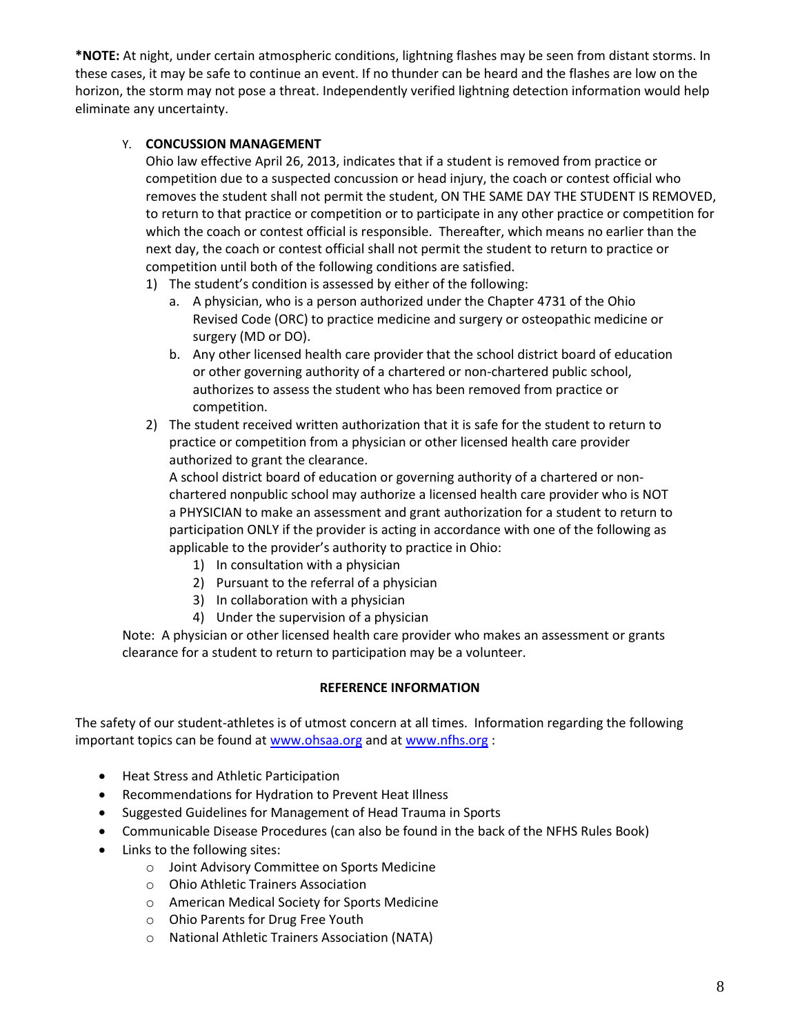**\*NOTE:** At night, under certain atmospheric conditions, lightning flashes may be seen from distant storms. In these cases, it may be safe to continue an event. If no thunder can be heard and the flashes are low on the horizon, the storm may not pose a threat. Independently verified lightning detection information would help eliminate any uncertainty.

Y. **CONCUSSION MANAGEMENT**

Ohio law effective April 26, 2013, indicates that if a student is removed from practice or competition due to a suspected concussion or head injury, the coach or contest official who removes the student shall not permit the student, ON THE SAME DAY THE STUDENT IS REMOVED, to return to that practice or competition or to participate in any other practice or competition for which the coach or contest official is responsible. Thereafter, which means no earlier than the next day, the coach or contest official shall not permit the student to return to practice or competition until both of the following conditions are satisfied.

1) The student's condition is assessed by either of the following:
   a. A physician, who is a person authorized under the Chapter 4731 of the Ohio Revised Code (ORC) to practice medicine and surgery or osteopathic medicine or surgery (MD or DO).
   b. Any other licensed health care provider that the school district board of education or other governing authority of a chartered or non-chartered public school, authorizes to assess the student who has been removed from practice or competition.
2) The student received written authorization that it is safe for the student to return to practice or competition from a physician or other licensed health care provider authorized to grant the clearance.

   A school district board of education or governing authority of a chartered or non-chartered nonpublic school may authorize a licensed health care provider who is NOT a PHYSICIAN to make an assessment and grant authorization for a student to return to participation ONLY if the provider is acting in accordance with one of the following as applicable to the provider's authority to practice in Ohio:

   1) In consultation with a physician
   2) Pursuant to the referral of a physician
   3) In collaboration with a physician
   4) Under the supervision of a physician

Note: A physician or other licensed health care provider who makes an assessment or grants clearance for a student to return to participation may be a volunteer.

## REFERENCE INFORMATION

The safety of our student-athletes is of utmost concern at all times. Information regarding the following important topics can be found at www.ohsaa.org and at www.nfhs.org :

- Heat Stress and Athletic Participation
- Recommendations for Hydration to Prevent Heat Illness
- Suggested Guidelines for Management of Head Trauma in Sports
- Communicable Disease Procedures (can also be found in the back of the NFHS Rules Book)
- Links to the following sites:
  - Joint Advisory Committee on Sports Medicine
  - Ohio Athletic Trainers Association
  - American Medical Society for Sports Medicine
  - Ohio Parents for Drug Free Youth
  - National Athletic Trainers Association (NATA)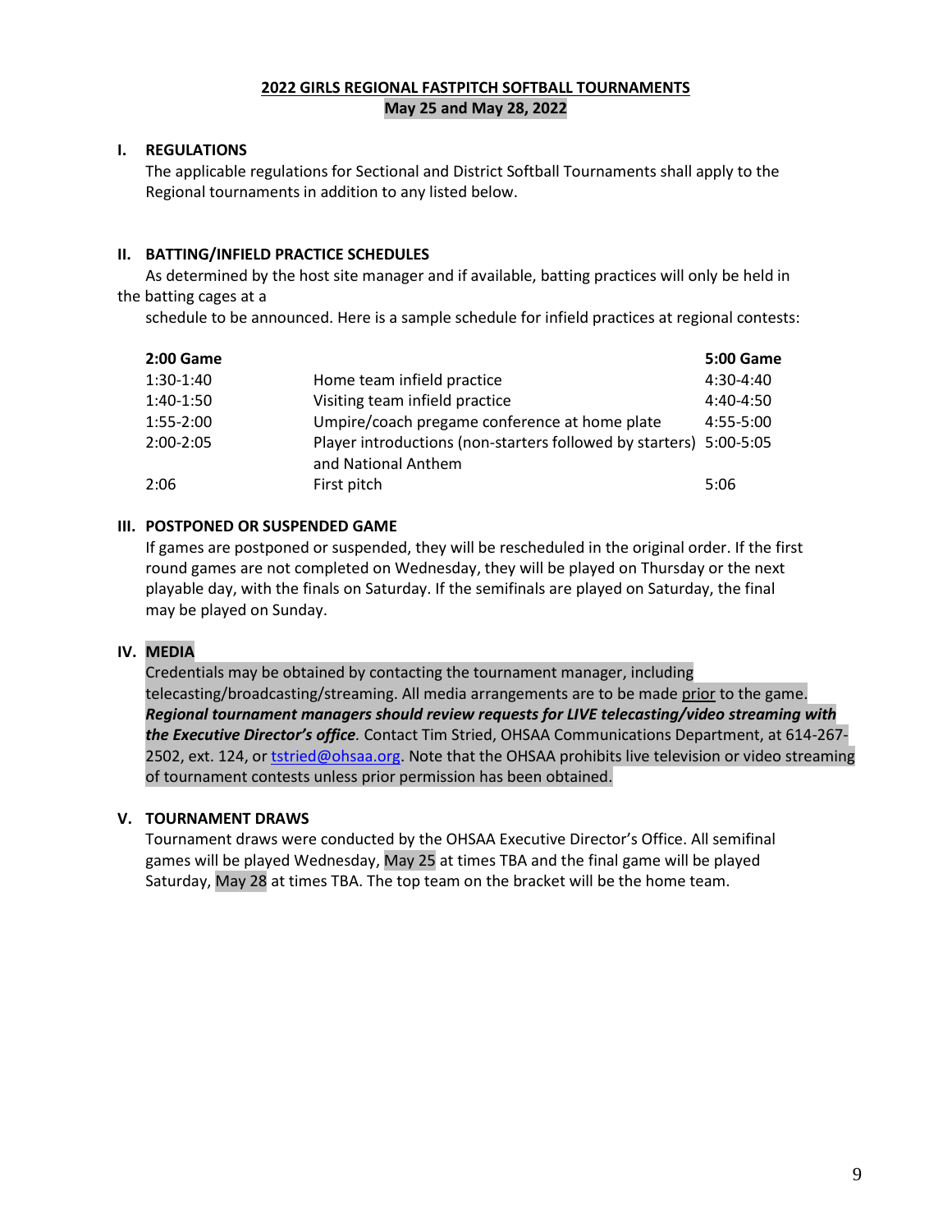**2022 GIRLS REGIONAL FASTPITCH SOFTBALL TOURNAMENTS**
**May 25 and May 28, 2022**

## I. REGULATIONS

The applicable regulations for Sectional and District Softball Tournaments shall apply to the Regional tournaments in addition to any listed below.

## II. BATTING/INFIELD PRACTICE SCHEDULES

As determined by the host site manager and if available, batting practices will only be held in the batting cages at a schedule to be announced. Here is a sample schedule for infield practices at regional contests:

| 2:00 Game | | 5:00 Game |
|---|---|---|
| 1:30-1:40 | Home team infield practice | 4:30-4:40 |
| 1:40-1:50 | Visiting team infield practice | 4:40-4:50 |
| 1:55-2:00 | Umpire/coach pregame conference at home plate | 4:55-5:00 |
| 2:00-2:05 | Player introductions (non-starters followed by starters) and National Anthem | 5:00-5:05 |
| 2:06 | First pitch | 5:06 |

## III. POSTPONED OR SUSPENDED GAME

If games are postponed or suspended, they will be rescheduled in the original order. If the first round games are not completed on Wednesday, they will be played on Thursday or the next playable day, with the finals on Saturday. If the semifinals are played on Saturday, the final may be played on Sunday.

## IV. MEDIA

Credentials may be obtained by contacting the tournament manager, including telecasting/broadcasting/streaming. All media arrangements are to be made prior to the game. ***Regional tournament managers should review requests for LIVE telecasting/video streaming with the Executive Director's office.*** Contact Tim Stried, OHSAA Communications Department, at 614-267-2502, ext. 124, or tstried@ohsaa.org. Note that the OHSAA prohibits live television or video streaming of tournament contests unless prior permission has been obtained.

## V. TOURNAMENT DRAWS

Tournament draws were conducted by the OHSAA Executive Director's Office. All semifinal games will be played Wednesday, May 25 at times TBA and the final game will be played Saturday, May 28 at times TBA. The top team on the bracket will be the home team.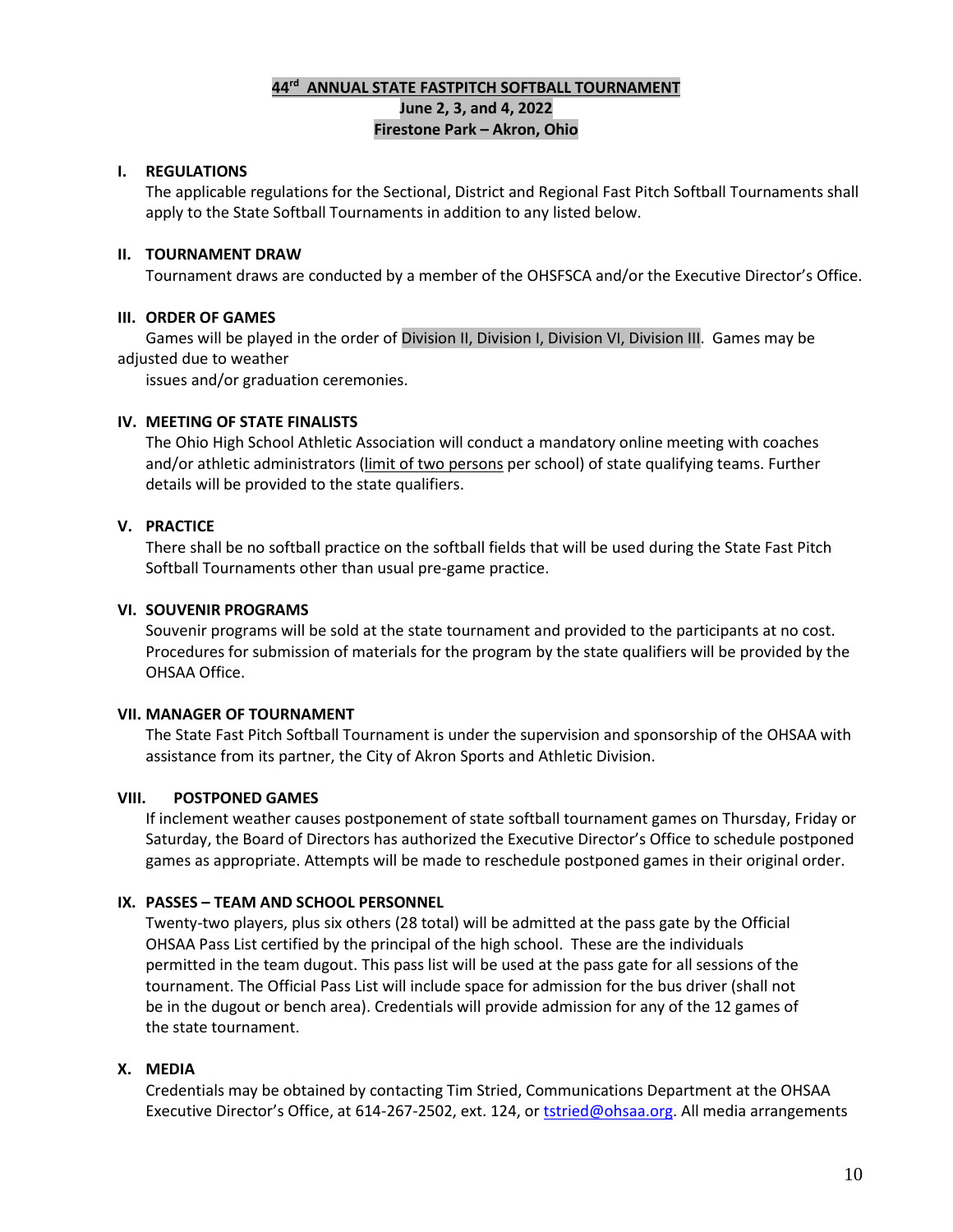# 44th ANNUAL STATE FASTPITCH SOFTBALL TOURNAMENT
**June 2, 3, and 4, 2022**
**Firestone Park – Akron, Ohio**

## I. REGULATIONS

The applicable regulations for the Sectional, District and Regional Fast Pitch Softball Tournaments shall apply to the State Softball Tournaments in addition to any listed below.

## II. TOURNAMENT DRAW

Tournament draws are conducted by a member of the OHSFSCA and/or the Executive Director's Office.

## III. ORDER OF GAMES

Games will be played in the order of Division II, Division I, Division VI, Division III. Games may be adjusted due to weather issues and/or graduation ceremonies.

## IV. MEETING OF STATE FINALISTS

The Ohio High School Athletic Association will conduct a mandatory online meeting with coaches and/or athletic administrators (limit of two persons per school) of state qualifying teams. Further details will be provided to the state qualifiers.

## V. PRACTICE

There shall be no softball practice on the softball fields that will be used during the State Fast Pitch Softball Tournaments other than usual pre-game practice.

## VI. SOUVENIR PROGRAMS

Souvenir programs will be sold at the state tournament and provided to the participants at no cost. Procedures for submission of materials for the program by the state qualifiers will be provided by the OHSAA Office.

## VII. MANAGER OF TOURNAMENT

The State Fast Pitch Softball Tournament is under the supervision and sponsorship of the OHSAA with assistance from its partner, the City of Akron Sports and Athletic Division.

## VIII. POSTPONED GAMES

If inclement weather causes postponement of state softball tournament games on Thursday, Friday or Saturday, the Board of Directors has authorized the Executive Director's Office to schedule postponed games as appropriate. Attempts will be made to reschedule postponed games in their original order.

## IX. PASSES – TEAM AND SCHOOL PERSONNEL

Twenty-two players, plus six others (28 total) will be admitted at the pass gate by the Official OHSAA Pass List certified by the principal of the high school. These are the individuals permitted in the team dugout. This pass list will be used at the pass gate for all sessions of the tournament. The Official Pass List will include space for admission for the bus driver (shall not be in the dugout or bench area). Credentials will provide admission for any of the 12 games of the state tournament.

## X. MEDIA

Credentials may be obtained by contacting Tim Stried, Communications Department at the OHSAA Executive Director's Office, at 614-267-2502, ext. 124, or tstried@ohsaa.org. All media arrangements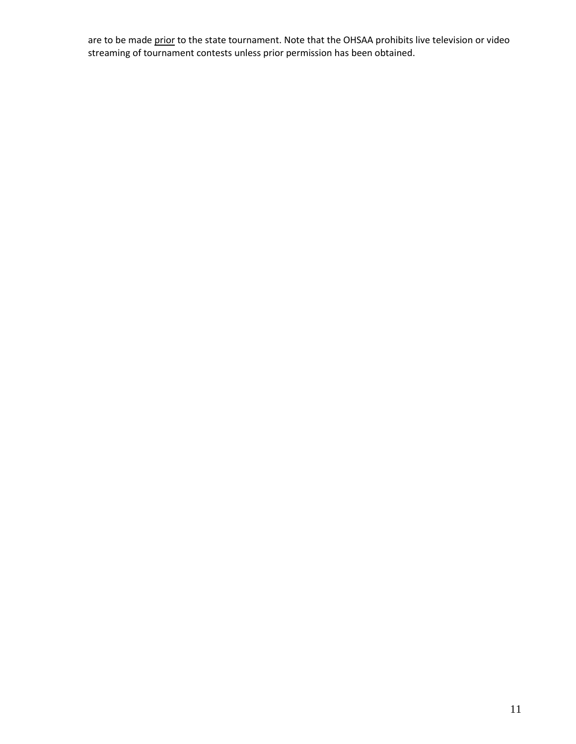are to be made <u>prior</u> to the state tournament. Note that the OHSAA prohibits live television or video streaming of tournament contests unless prior permission has been obtained.